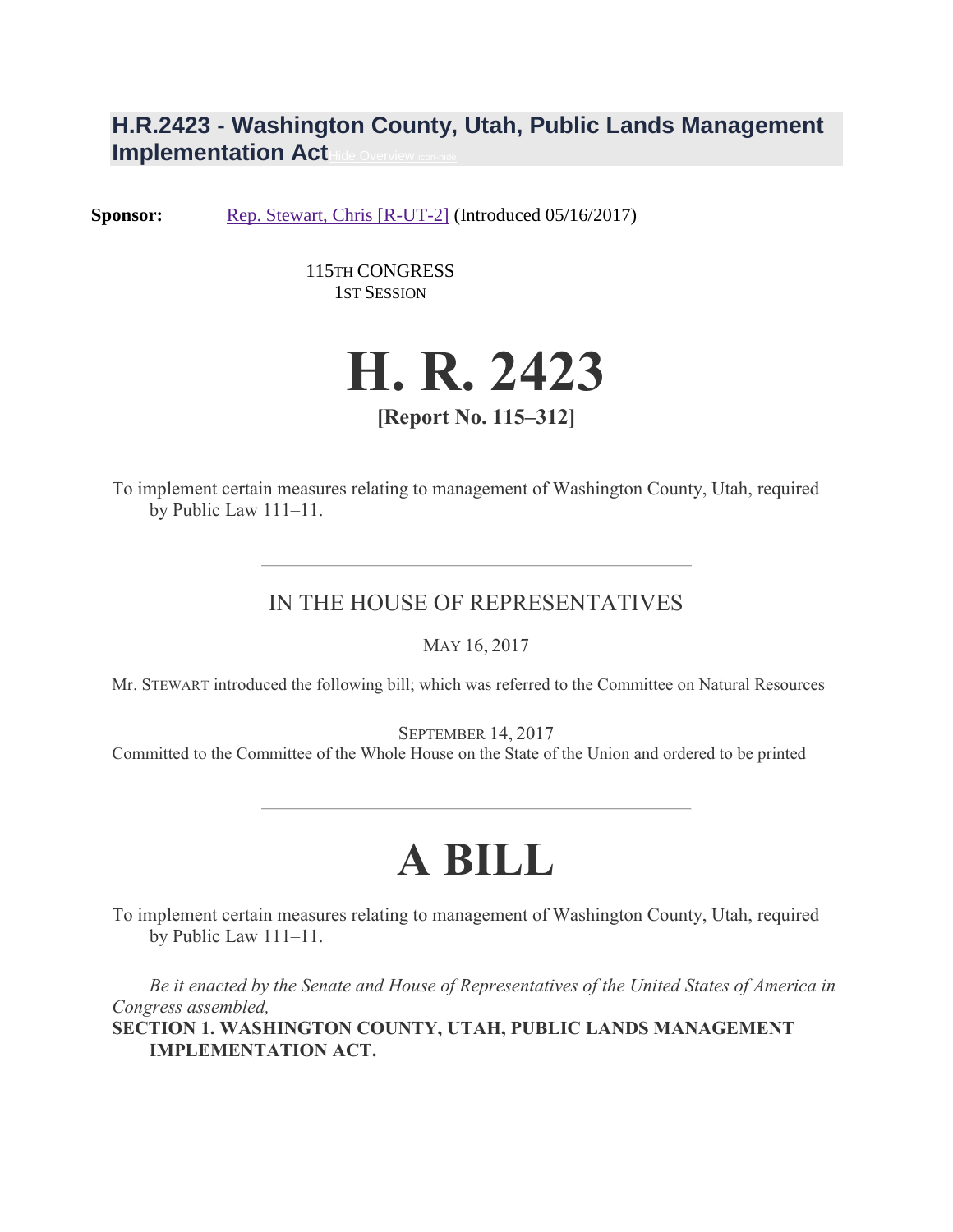## H.R.2423 - Washington County, Utah, Public Lands Management Implementation Act

**Sponsor:** Rep. Stewart, Chris [R-UT-2] (Introduced 05/16/2017)

115TH CONGRESS
1ST SESSION

# H. R. 2423

**[Report No. 115–312]**

To implement certain measures relating to management of Washington County, Utah, required by Public Law 111–11.

---

IN THE HOUSE OF REPRESENTATIVES

MAY 16, 2017

Mr. STEWART introduced the following bill; which was referred to the Committee on Natural Resources

SEPTEMBER 14, 2017

Committed to the Committee of the Whole House on the State of the Union and ordered to be printed

---

# A BILL

To implement certain measures relating to management of Washington County, Utah, required by Public Law 111–11.

*Be it enacted by the Senate and House of Representatives of the United States of America in Congress assembled,*

**SECTION 1. WASHINGTON COUNTY, UTAH, PUBLIC LANDS MANAGEMENT IMPLEMENTATION ACT.**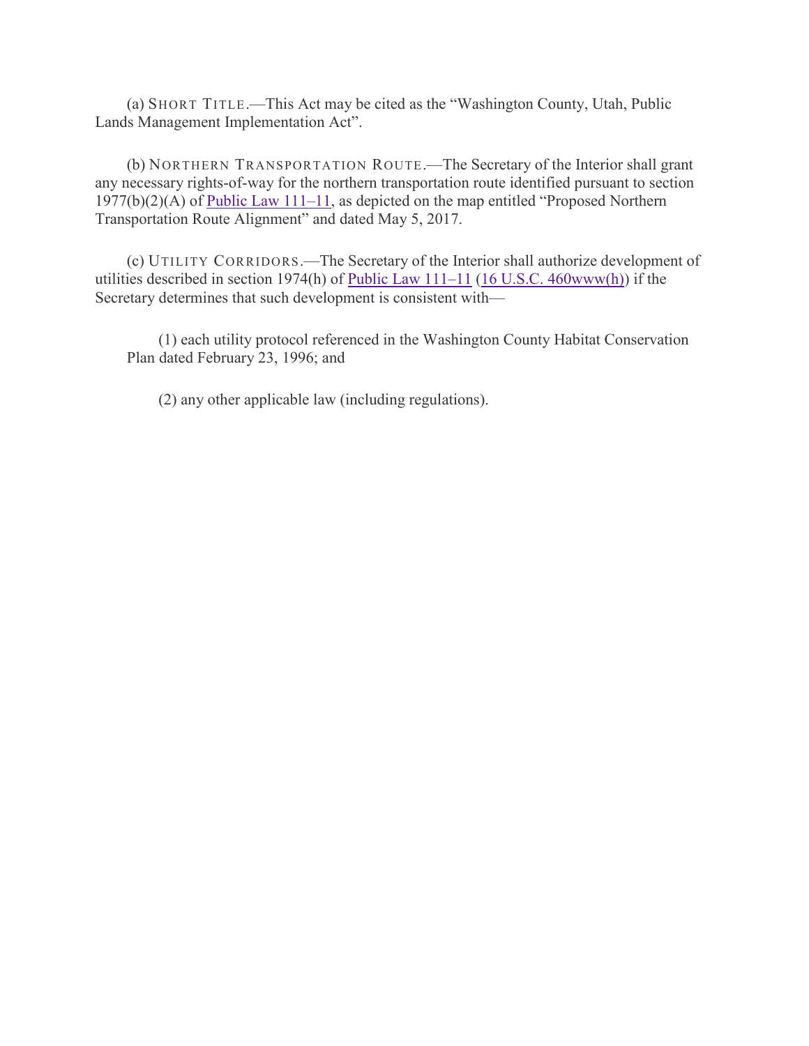(a) SHORT TITLE.—This Act may be cited as the "Washington County, Utah, Public Lands Management Implementation Act".

(b) NORTHERN TRANSPORTATION ROUTE.—The Secretary of the Interior shall grant any necessary rights-of-way for the northern transportation route identified pursuant to section 1977(b)(2)(A) of Public Law 111–11, as depicted on the map entitled "Proposed Northern Transportation Route Alignment" and dated May 5, 2017.

(c) UTILITY CORRIDORS.—The Secretary of the Interior shall authorize development of utilities described in section 1974(h) of Public Law 111–11 (16 U.S.C. 460www(h)) if the Secretary determines that such development is consistent with—

(1) each utility protocol referenced in the Washington County Habitat Conservation Plan dated February 23, 1996; and

(2) any other applicable law (including regulations).